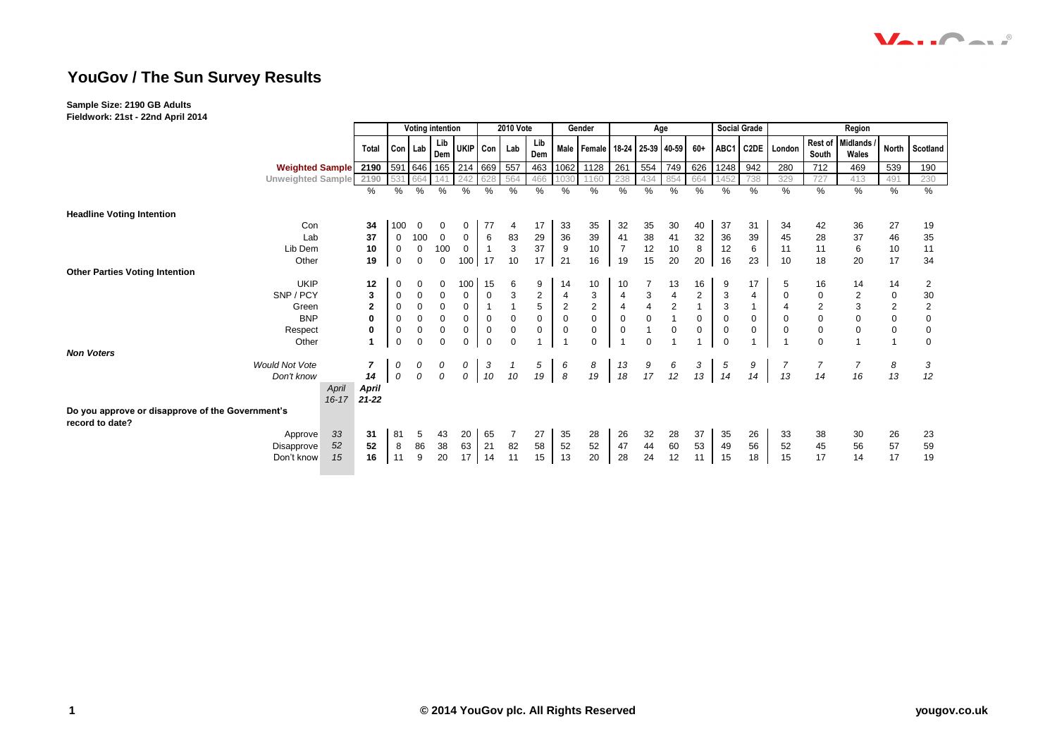# YouGov / The Sun Survey Results

**Sample Size: 2190 GB Adults**
**Fieldwork: 21st - 22nd April 2014**

| | | Total | Voting intention | | | | 2010 Vote | | | Gender | | Age | | | | Social Grade | | Region | | | | |
|---|---|---|---|---|---|---|---|---|---|---|---|---|---|---|---|---|---|---|---|---|---|---|
| | | | Con | Lab | Lib Dem | UKIP | Con | Lab | Lib Dem | Male | Female | 18-24 | 25-39 | 40-59 | 60+ | ABC1 | C2DE | London | Rest of South | Midlands / Wales | North | Scotland |
| Weighted Sample | | 2190 | 591 | 646 | 165 | 214 | 669 | 557 | 463 | 1062 | 1128 | 261 | 554 | 749 | 626 | 1248 | 942 | 280 | 712 | 469 | 539 | 190 |
| Unweighted Sample | | 2190 | 531 | 664 | 141 | 242 | 628 | 564 | 466 | 1030 | 1160 | 238 | 434 | 854 | 664 | 1452 | 738 | 329 | 727 | 413 | 491 | 230 |
| | | % | % | % | % | % | % | % | % | % | % | % | % | % | % | % | % | % | % | % | % | % |
| **Headline Voting Intention** | | | | | | | | | | | | | | | | | | | | | | |
| Con | | **34** | 100 | 0 | 0 | 0 | 77 | 4 | 17 | 33 | 35 | 32 | 35 | 30 | 40 | 37 | 31 | 34 | 42 | 36 | 27 | 19 |
| Lab | | **37** | 0 | 100 | 0 | 0 | 6 | 83 | 29 | 36 | 39 | 41 | 38 | 41 | 32 | 36 | 39 | 45 | 28 | 37 | 46 | 35 |
| Lib Dem | | **10** | 0 | 0 | 100 | 0 | 1 | 3 | 37 | 9 | 10 | 7 | 12 | 10 | 8 | 12 | 6 | 11 | 11 | 6 | 10 | 11 |
| Other | | **19** | 0 | 0 | 0 | 100 | 17 | 10 | 17 | 21 | 16 | 19 | 15 | 20 | 20 | 16 | 23 | 10 | 18 | 20 | 17 | 34 |
| **Other Parties Voting Intention** | | | | | | | | | | | | | | | | | | | | | | |
| UKIP | | **12** | 0 | 0 | 0 | 100 | 15 | 6 | 9 | 14 | 10 | 10 | 7 | 13 | 16 | 9 | 17 | 5 | 16 | 14 | 14 | 2 |
| SNP / PCY | | **3** | 0 | 0 | 0 | 0 | 0 | 3 | 2 | 4 | 3 | 4 | 3 | 4 | 2 | 3 | 4 | 0 | 0 | 2 | 0 | 30 |
| Green | | **2** | 0 | 0 | 0 | 0 | 1 | 1 | 5 | 2 | 2 | 4 | 4 | 2 | 1 | 3 | 1 | 4 | 2 | 3 | 2 | 2 |
| BNP | | **0** | 0 | 0 | 0 | 0 | 0 | 0 | 0 | 0 | 0 | 0 | 0 | 1 | 0 | 0 | 0 | 0 | 0 | 0 | 0 | 0 |
| Respect | | **0** | 0 | 0 | 0 | 0 | 0 | 0 | 0 | 0 | 0 | 0 | 1 | 0 | 0 | 0 | 0 | 0 | 0 | 0 | 0 | 0 |
| Other | | **1** | 0 | 0 | 0 | 0 | 0 | 0 | 1 | 1 | 0 | 1 | 0 | 1 | 1 | 0 | 1 | 1 | 0 | 1 | 1 | 0 |
| ***Non Voters*** | | | | | | | | | | | | | | | | | | | | | | |
| *Would Not Vote* | | ***7*** | *0* | *0* | *0* | *0* | *3* | *1* | *5* | *6* | *8* | *13* | *9* | *6* | *3* | *5* | *9* | *7* | *7* | *7* | *8* | *3* |
| *Don't know* | | ***14*** | *0* | *0* | *0* | *0* | *10* | *10* | *19* | *8* | *19* | *18* | *17* | *12* | *13* | *14* | *14* | *13* | *14* | *16* | *13* | *12* |
| | *April 16-17* | ***April 21-22*** | | | | | | | | | | | | | | | | | | | | |
| **Do you approve or disapprove of the Government's record to date?** | | | | | | | | | | | | | | | | | | | | | | |
| Approve | *33* | **31** | 81 | 5 | 43 | 20 | 65 | 7 | 27 | 35 | 28 | 26 | 32 | 28 | 37 | 35 | 26 | 33 | 38 | 30 | 26 | 23 |
| Disapprove | *52* | **52** | 8 | 86 | 38 | 63 | 21 | 82 | 58 | 52 | 52 | 47 | 44 | 60 | 53 | 49 | 56 | 52 | 45 | 56 | 57 | 59 |
| Don't know | *15* | **16** | 11 | 9 | 20 | 17 | 14 | 11 | 15 | 13 | 20 | 28 | 24 | 12 | 11 | 15 | 18 | 15 | 17 | 14 | 17 | 19 |

© 2014 YouGov plc. All Rights Reserved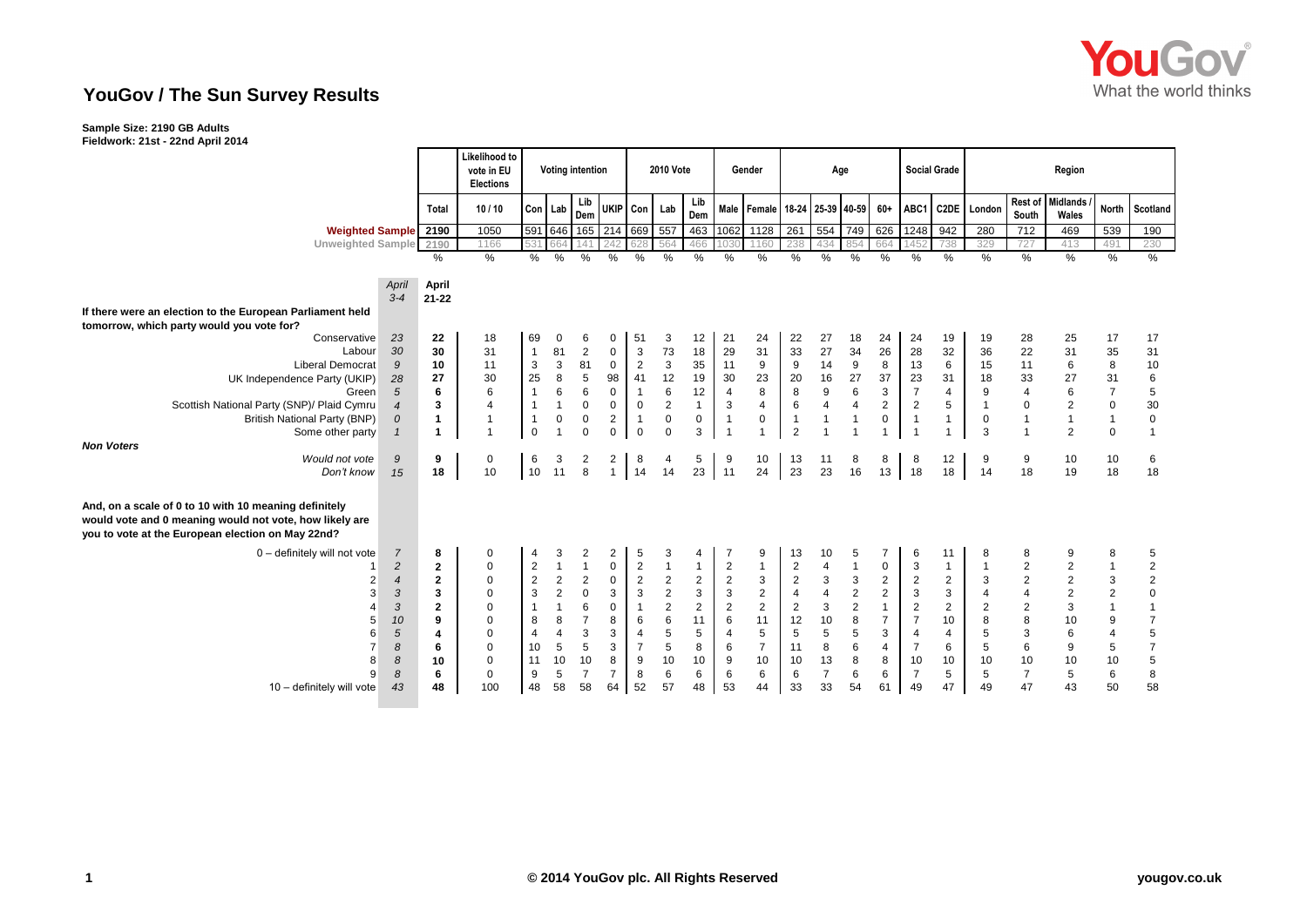# YouGov / The Sun Survey Results

**Sample Size: 2190 GB Adults**
**Fieldwork: 21st - 22nd April 2014**

| | | | Likelihood to vote in EU Elections | Voting intention | | | | 2010 Vote | | | Gender | | Age | | | | Social Grade | | Region | | | | |
|---|---|---|---|---|---|---|---|---|---|---|---|---|---|---|---|---|---|---|---|---|---|---|---|
| | | Total | 10 / 10 | Con | Lab | Lib Dem | UKIP | Con | Lab | Lib Dem | Male | Female | 18-24 | 25-39 | 40-59 | 60+ | ABC1 | C2DE | London | Rest of South | Midlands / Wales | North | Scotland |
| **Weighted Sample** | | 2190 | 1050 | 591 | 646 | 165 | 214 | 669 | 557 | 463 | 1062 | 1128 | 261 | 554 | 749 | 626 | 1248 | 942 | 280 | 712 | 469 | 539 | 190 |
| Unweighted Sample | | 2190 | 1166 | 531 | 664 | 141 | 242 | 628 | 564 | 466 | 1030 | 1160 | 238 | 434 | 854 | 664 | 1452 | 738 | 329 | 727 | 413 | 491 | 230 |
| | | % | % | % | % | % | % | % | % | % | % | % | % | % | % | % | % | % | % | % | % | % | % |
| | *April 3-4* | **April 21-22** | | | | | | | | | | | | | | | | | | | | | |
| **If there were an election to the European Parliament held tomorrow, which party would you vote for?** | | | | | | | | | | | | | | | | | | | | | | | |
| Conservative | *23* | **22** | 18 | 69 | 0 | 6 | 0 | 51 | 3 | 12 | 21 | 24 | 22 | 27 | 18 | 24 | 24 | 19 | 19 | 28 | 25 | 17 | 17 |
| Labour | *30* | **30** | 31 | 1 | 81 | 2 | 0 | 3 | 73 | 18 | 29 | 31 | 33 | 27 | 34 | 26 | 28 | 32 | 36 | 22 | 31 | 35 | 31 |
| Liberal Democrat | *9* | **10** | 11 | 3 | 3 | 81 | 0 | 2 | 3 | 35 | 11 | 9 | 9 | 14 | 9 | 8 | 13 | 6 | 15 | 11 | 6 | 8 | 10 |
| UK Independence Party (UKIP) | *28* | **27** | 30 | 25 | 8 | 5 | 98 | 41 | 12 | 19 | 30 | 23 | 20 | 16 | 27 | 37 | 23 | 31 | 18 | 33 | 27 | 31 | 6 |
| Green | *5* | **6** | 6 | 1 | 6 | 6 | 0 | 1 | 6 | 12 | 4 | 8 | 8 | 9 | 6 | 3 | 7 | 4 | 9 | 4 | 6 | 7 | 5 |
| Scottish National Party (SNP)/ Plaid Cymru | *4* | **3** | 4 | 1 | 1 | 0 | 0 | 0 | 2 | 1 | 3 | 4 | 6 | 4 | 4 | 2 | 2 | 5 | 1 | 0 | 2 | 0 | 30 |
| British National Party (BNP) | *0* | **1** | 1 | 1 | 0 | 0 | 2 | 1 | 0 | 0 | 1 | 0 | 1 | 1 | 1 | 0 | 1 | 1 | 0 | 1 | 1 | 1 | 0 |
| Some other party | *1* | **1** | 1 | 0 | 1 | 0 | 0 | 0 | 0 | 3 | 1 | 1 | 2 | 1 | 1 | 1 | 1 | 1 | 3 | 1 | 2 | 0 | 1 |
| ***Non Voters*** | | | | | | | | | | | | | | | | | | | | | | | |
| *Would not vote* | *9* | **9** | 0 | 6 | 3 | 2 | 2 | 8 | 4 | 5 | 9 | 10 | 13 | 11 | 8 | 8 | 8 | 12 | 9 | 9 | 10 | 10 | 6 |
| *Don't know* | *15* | **18** | 10 | 10 | 11 | 8 | 1 | 14 | 14 | 23 | 11 | 24 | 23 | 23 | 16 | 13 | 18 | 18 | 14 | 18 | 19 | 18 | 18 |
| **And, on a scale of 0 to 10 with 10 meaning definitely would vote and 0 meaning would not vote, how likely are you to vote at the European election on May 22nd?** | | | | | | | | | | | | | | | | | | | | | | | |
| 0 – definitely will not vote | *7* | **8** | 0 | 4 | 3 | 2 | 2 | 5 | 3 | 4 | 7 | 9 | 13 | 10 | 5 | 7 | 6 | 11 | 8 | 8 | 9 | 8 | 5 |
| 1 | *2* | **2** | 0 | 2 | 1 | 1 | 0 | 2 | 1 | 1 | 2 | 1 | 2 | 4 | 1 | 0 | 3 | 1 | 1 | 2 | 2 | 1 | 2 |
| 2 | *4* | **2** | 0 | 2 | 2 | 2 | 0 | 2 | 2 | 2 | 2 | 3 | 2 | 3 | 3 | 2 | 2 | 2 | 3 | 2 | 2 | 3 | 2 |
| 3 | *3* | **3** | 0 | 3 | 2 | 0 | 3 | 3 | 2 | 3 | 3 | 2 | 4 | 4 | 2 | 2 | 3 | 3 | 4 | 4 | 2 | 2 | 0 |
| 4 | *3* | **2** | 0 | 1 | 1 | 6 | 0 | 1 | 2 | 2 | 2 | 2 | 2 | 3 | 2 | 1 | 2 | 2 | 2 | 2 | 3 | 1 | 1 |
| 5 | *10* | **9** | 0 | 8 | 8 | 7 | 8 | 6 | 6 | 11 | 6 | 11 | 12 | 10 | 8 | 7 | 7 | 10 | 8 | 8 | 10 | 9 | 7 |
| 6 | *5* | **4** | 0 | 4 | 4 | 3 | 3 | 4 | 5 | 5 | 4 | 5 | 5 | 5 | 5 | 3 | 4 | 4 | 5 | 3 | 6 | 4 | 5 |
| 7 | *8* | **6** | 0 | 10 | 5 | 5 | 3 | 7 | 5 | 8 | 6 | 7 | 11 | 8 | 6 | 4 | 7 | 6 | 5 | 6 | 9 | 5 | 7 |
| 8 | *8* | **10** | 0 | 11 | 10 | 10 | 8 | 9 | 10 | 10 | 9 | 10 | 10 | 13 | 8 | 8 | 10 | 10 | 10 | 10 | 10 | 10 | 5 |
| 9 | *8* | **6** | 0 | 9 | 5 | 7 | 7 | 8 | 6 | 6 | 6 | 6 | 6 | 7 | 6 | 6 | 7 | 5 | 5 | 7 | 5 | 6 | 8 |
| 10 – definitely will vote | *43* | **48** | 100 | 48 | 58 | 58 | 64 | 52 | 57 | 48 | 53 | 44 | 33 | 33 | 54 | 61 | 49 | 47 | 49 | 47 | 43 | 50 | 58 |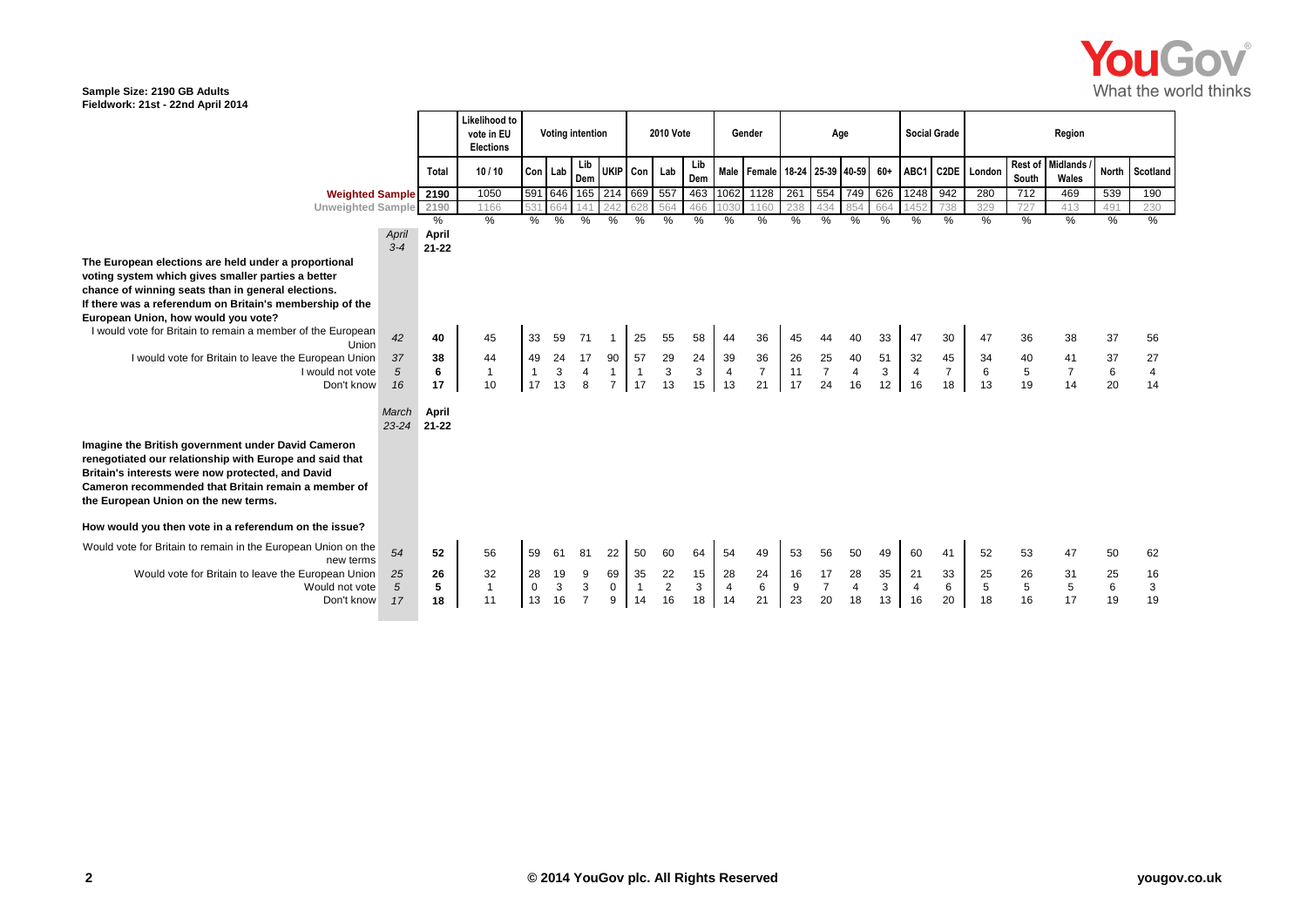Sample Size: 2190 GB Adults
Fieldwork: 21st - 22nd April 2014

| | | Total | Likelihood to vote in EU Elections | Voting intention | | | | 2010 Vote | | | Gender | | Age | | | | Social Grade | | Region | | | | |
|---|---|---|---|---|---|---|---|---|---|---|---|---|---|---|---|---|---|---|---|---|---|---|---|
| | | Total | 10 / 10 | Con | Lab | Lib Dem | UKIP | Con | Lab | Lib Dem | Male | Female | 18-24 | 25-39 | 40-59 | 60+ | ABC1 | C2DE | London | Rest of South | Midlands / Wales | North | Scotland |
| Weighted Sample | | 2190 | 1050 | 591 | 646 | 165 | 214 | 669 | 557 | 463 | 1062 | 1128 | 261 | 554 | 749 | 626 | 1248 | 942 | 280 | 712 | 469 | 539 | 190 |
| Unweighted Sample | | 2190 | 1166 | 531 | 664 | 141 | 242 | 628 | 564 | 466 | 1030 | 1160 | 238 | 434 | 854 | 664 | 1452 | 738 | 329 | 727 | 413 | 491 | 230 |
| | | % | % | % | % | % | % | % | % | % | % | % | % | % | % | % | % | % | % | % | % | % | % |
| | April 3-4 | April 21-22 | | | | | | | | | | | | | | | | | | | | | |
| **The European elections are held under a proportional voting system which gives smaller parties a better chance of winning seats than in general elections. If there was a referendum on Britain's membership of the European Union, how would you vote?** | | | | | | | | | | | | | | | | | | | | | | | |
| I would vote for Britain to remain a member of the European Union | 42 | 40 | 45 | 33 | 59 | 71 | 1 | 25 | 55 | 58 | 44 | 36 | 45 | 44 | 40 | 33 | 47 | 30 | 47 | 36 | 38 | 37 | 56 |
| I would vote for Britain to leave the European Union | 37 | 38 | 44 | 49 | 24 | 17 | 90 | 57 | 29 | 24 | 39 | 36 | 26 | 25 | 40 | 51 | 32 | 45 | 34 | 40 | 41 | 37 | 27 |
| I would not vote | 5 | 6 | 1 | 1 | 3 | 4 | 1 | 1 | 3 | 3 | 4 | 7 | 11 | 7 | 4 | 3 | 4 | 7 | 6 | 5 | 7 | 6 | 4 |
| Don't know | 16 | 17 | 10 | 17 | 13 | 8 | 7 | 17 | 13 | 15 | 13 | 21 | 17 | 24 | 16 | 12 | 16 | 18 | 13 | 19 | 14 | 20 | 14 |
| | March 23-24 | April 21-22 | | | | | | | | | | | | | | | | | | | | | |
| **Imagine the British government under David Cameron renegotiated our relationship with Europe and said that Britain's interests were now protected, and David Cameron recommended that Britain remain a member of the European Union on the new terms. How would you then vote in a referendum on the issue?** | | | | | | | | | | | | | | | | | | | | | | | |
| Would vote for Britain to remain in the European Union on the new terms | 54 | 52 | 56 | 59 | 61 | 81 | 22 | 50 | 60 | 64 | 54 | 49 | 53 | 56 | 50 | 49 | 60 | 41 | 52 | 53 | 47 | 50 | 62 |
| Would vote for Britain to leave the European Union | 25 | 26 | 32 | 28 | 19 | 9 | 69 | 35 | 22 | 15 | 28 | 24 | 16 | 17 | 28 | 35 | 21 | 33 | 25 | 26 | 31 | 25 | 16 |
| Would not vote | 5 | 5 | 1 | 0 | 3 | 3 | 0 | 1 | 2 | 3 | 4 | 6 | 9 | 7 | 4 | 3 | 4 | 6 | 5 | 5 | 5 | 6 | 3 |
| Don't know | 17 | 18 | 11 | 13 | 16 | 7 | 9 | 14 | 16 | 18 | 14 | 21 | 23 | 20 | 18 | 13 | 16 | 20 | 18 | 16 | 17 | 19 | 19 |

© 2014 YouGov plc. All Rights Reserved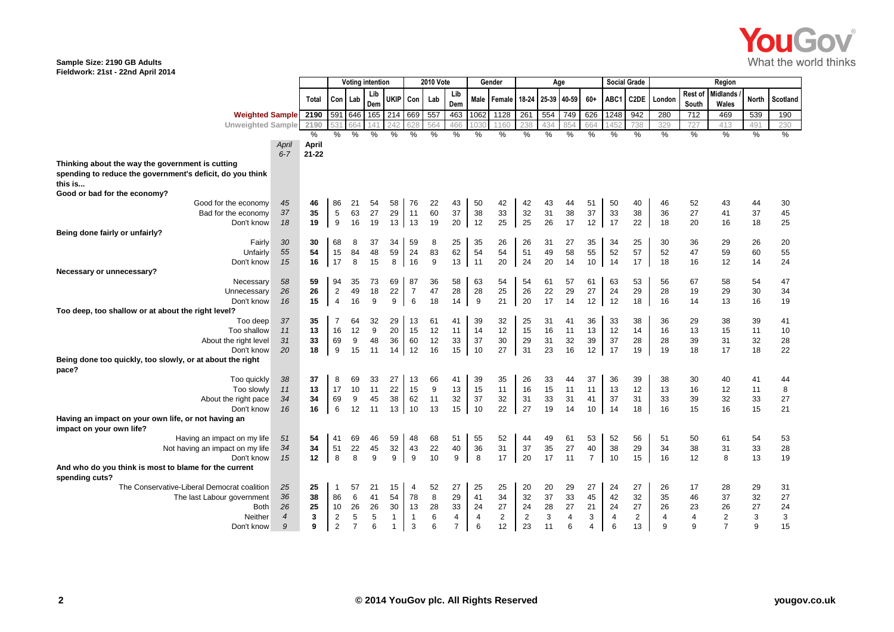Sample Size: 2190 GB Adults
Fieldwork: 21st - 22nd April 2014

| | | | Voting intention | | | | 2010 Vote | | | Gender | | Age | | | | Social Grade | | Region | | | | |
|---|---|---|---|---|---|---|---|---|---|---|---|---|---|---|---|---|---|---|---|---|---|---|
| | | Total | Con | Lab | Lib Dem | UKIP | Con | Lab | Lib Dem | Male | Female | 18-24 | 25-39 | 40-59 | 60+ | ABC1 | C2DE | London | Rest of South | Midlands / Wales | North | Scotland |
| Weighted Sample | | 2190 | 591 | 646 | 165 | 214 | 669 | 557 | 463 | 1062 | 1128 | 261 | 554 | 749 | 626 | 1248 | 942 | 280 | 712 | 469 | 539 | 190 |
| Unweighted Sample | | 2190 | 531 | 664 | 141 | 242 | 628 | 564 | 466 | 1030 | 1160 | 238 | 434 | 854 | 664 | 1452 | 738 | 329 | 727 | 413 | 491 | 230 |
| | | % | % | % | % | % | % | % | % | % | % | % | % | % | % | % | % | % | % | % | % | % |
| | April 6-7 | April 21-22 | | | | | | | | | | | | | | | | | | | | |
| **Thinking about the way the government is cutting spending to reduce the government's deficit, do you think this is...** | | | | | | | | | | | | | | | | | | | | | | |
| **Good or bad for the economy?** | | | | | | | | | | | | | | | | | | | | | | |
| Good for the economy | 45 | 46 | 86 | 21 | 54 | 58 | 76 | 22 | 43 | 50 | 42 | 42 | 43 | 44 | 51 | 50 | 40 | 46 | 52 | 43 | 44 | 30 |
| Bad for the economy | 37 | 35 | 5 | 63 | 27 | 29 | 11 | 60 | 37 | 38 | 33 | 32 | 31 | 38 | 37 | 33 | 38 | 36 | 27 | 41 | 37 | 45 |
| Don't know | 18 | 19 | 9 | 16 | 19 | 13 | 13 | 19 | 20 | 12 | 25 | 25 | 26 | 17 | 12 | 17 | 22 | 18 | 20 | 16 | 18 | 25 |
| **Being done fairly or unfairly?** | | | | | | | | | | | | | | | | | | | | | | |
| Fairly | 30 | 30 | 68 | 8 | 37 | 34 | 59 | 8 | 25 | 35 | 26 | 26 | 31 | 27 | 35 | 34 | 25 | 30 | 36 | 29 | 26 | 20 |
| Unfairly | 55 | 54 | 15 | 84 | 48 | 59 | 24 | 83 | 62 | 54 | 54 | 51 | 49 | 58 | 55 | 52 | 57 | 52 | 47 | 59 | 60 | 55 |
| Don't know | 15 | 16 | 17 | 8 | 15 | 8 | 16 | 9 | 13 | 11 | 20 | 24 | 20 | 14 | 10 | 14 | 17 | 18 | 16 | 12 | 14 | 24 |
| **Necessary or unnecessary?** | | | | | | | | | | | | | | | | | | | | | | |
| Necessary | 58 | 59 | 94 | 35 | 73 | 69 | 87 | 36 | 58 | 63 | 54 | 54 | 61 | 57 | 61 | 63 | 53 | 56 | 67 | 58 | 54 | 47 |
| Unnecessary | 26 | 26 | 2 | 49 | 18 | 22 | 7 | 47 | 28 | 28 | 25 | 26 | 22 | 29 | 27 | 24 | 29 | 28 | 19 | 29 | 30 | 34 |
| Don't know | 16 | 15 | 4 | 16 | 9 | 9 | 6 | 18 | 14 | 9 | 21 | 20 | 17 | 14 | 12 | 12 | 18 | 16 | 14 | 13 | 16 | 19 |
| **Too deep, too shallow or at about the right level?** | | | | | | | | | | | | | | | | | | | | | | |
| Too deep | 37 | 35 | 7 | 64 | 32 | 29 | 13 | 61 | 41 | 39 | 32 | 25 | 31 | 41 | 36 | 33 | 38 | 36 | 29 | 38 | 39 | 41 |
| Too shallow | 11 | 13 | 16 | 12 | 9 | 20 | 15 | 12 | 11 | 14 | 12 | 15 | 16 | 11 | 13 | 12 | 14 | 16 | 13 | 15 | 11 | 10 |
| About the right level | 31 | 33 | 69 | 9 | 48 | 36 | 60 | 12 | 33 | 37 | 30 | 29 | 31 | 32 | 39 | 37 | 28 | 28 | 39 | 31 | 32 | 28 |
| Don't know | 20 | 18 | 9 | 15 | 11 | 14 | 12 | 16 | 15 | 10 | 27 | 31 | 23 | 16 | 12 | 17 | 19 | 19 | 18 | 17 | 18 | 22 |
| **Being done too quickly, too slowly, or at about the right pace?** | | | | | | | | | | | | | | | | | | | | | | |
| Too quickly | 38 | 37 | 8 | 69 | 33 | 27 | 13 | 66 | 41 | 39 | 35 | 26 | 33 | 44 | 37 | 36 | 39 | 38 | 30 | 40 | 41 | 44 |
| Too slowly | 11 | 13 | 17 | 10 | 11 | 22 | 15 | 9 | 13 | 15 | 11 | 16 | 15 | 11 | 11 | 13 | 12 | 13 | 16 | 12 | 11 | 8 |
| About the right pace | 34 | 34 | 69 | 9 | 45 | 38 | 62 | 11 | 32 | 37 | 32 | 31 | 33 | 31 | 41 | 37 | 31 | 33 | 39 | 32 | 33 | 27 |
| Don't know | 16 | 16 | 6 | 12 | 11 | 13 | 10 | 13 | 15 | 10 | 22 | 27 | 19 | 14 | 10 | 14 | 18 | 16 | 15 | 16 | 15 | 21 |
| **Having an impact on your own life, or not having an impact on your own life?** | | | | | | | | | | | | | | | | | | | | | | |
| Having an impact on my life | 51 | 54 | 41 | 69 | 46 | 59 | 48 | 68 | 51 | 55 | 52 | 44 | 49 | 61 | 53 | 52 | 56 | 51 | 50 | 61 | 54 | 53 |
| Not having an impact on my life | 34 | 34 | 51 | 22 | 45 | 32 | 43 | 22 | 40 | 36 | 31 | 37 | 35 | 27 | 40 | 38 | 29 | 34 | 38 | 31 | 33 | 28 |
| Don't know | 15 | 12 | 8 | 8 | 9 | 9 | 9 | 10 | 9 | 8 | 17 | 20 | 17 | 11 | 7 | 10 | 15 | 16 | 12 | 8 | 13 | 19 |
| **And who do you think is most to blame for the current spending cuts?** | | | | | | | | | | | | | | | | | | | | | | |
| The Conservative-Liberal Democrat coalition | 25 | 25 | 1 | 57 | 21 | 15 | 4 | 52 | 27 | 25 | 25 | 20 | 20 | 29 | 27 | 24 | 27 | 26 | 17 | 28 | 29 | 31 |
| The last Labour government | 36 | 38 | 86 | 6 | 41 | 54 | 78 | 8 | 29 | 41 | 34 | 32 | 37 | 33 | 45 | 42 | 32 | 35 | 46 | 37 | 32 | 27 |
| Both | 26 | 25 | 10 | 26 | 26 | 30 | 13 | 28 | 33 | 24 | 27 | 24 | 28 | 27 | 21 | 24 | 27 | 26 | 23 | 26 | 27 | 24 |
| Neither | 4 | 3 | 2 | 5 | 5 | 1 | 1 | 6 | 4 | 4 | 2 | 2 | 3 | 4 | 3 | 4 | 2 | 4 | 4 | 2 | 3 | 3 |
| Don't know | 9 | 9 | 2 | 7 | 6 | 1 | 3 | 6 | 7 | 6 | 12 | 23 | 11 | 6 | 4 | 6 | 13 | 9 | 9 | 7 | 9 | 15 |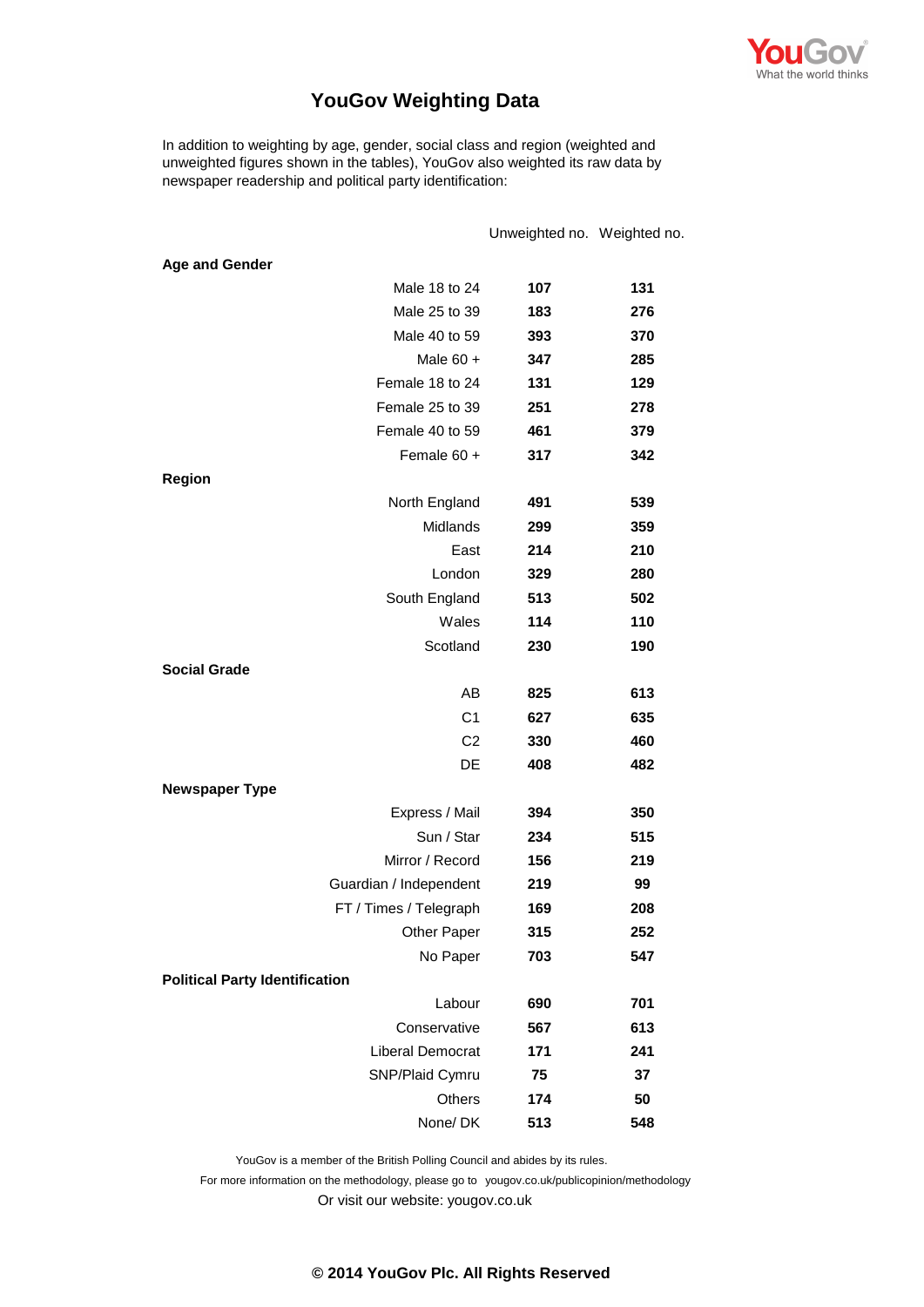# YouGov Weighting Data

In addition to weighting by age, gender, social class and region (weighted and unweighted figures shown in the tables), YouGov also weighted its raw data by newspaper readership and political party identification:

| | | Unweighted no. | Weighted no. |
|---|---|---|---|
| **Age and Gender** | | | |
| | Male 18 to 24 | **107** | **131** |
| | Male 25 to 39 | **183** | **276** |
| | Male 40 to 59 | **393** | **370** |
| | Male 60 + | **347** | **285** |
| | Female 18 to 24 | **131** | **129** |
| | Female 25 to 39 | **251** | **278** |
| | Female 40 to 59 | **461** | **379** |
| | Female 60 + | **317** | **342** |
| **Region** | | | |
| | North England | **491** | **539** |
| | Midlands | **299** | **359** |
| | East | **214** | **210** |
| | London | **329** | **280** |
| | South England | **513** | **502** |
| | Wales | **114** | **110** |
| | Scotland | **230** | **190** |
| **Social Grade** | | | |
| | AB | **825** | **613** |
| | C1 | **627** | **635** |
| | C2 | **330** | **460** |
| | DE | **408** | **482** |
| **Newspaper Type** | | | |
| | Express / Mail | **394** | **350** |
| | Sun / Star | **234** | **515** |
| | Mirror / Record | **156** | **219** |
| | Guardian / Independent | **219** | **99** |
| | FT / Times / Telegraph | **169** | **208** |
| | Other Paper | **315** | **252** |
| | No Paper | **703** | **547** |
| **Political Party Identification** | | | |
| | Labour | **690** | **701** |
| | Conservative | **567** | **613** |
| | Liberal Democrat | **171** | **241** |
| | SNP/Plaid Cymru | **75** | **37** |
| | Others | **174** | **50** |
| | None/ DK | **513** | **548** |

YouGov is a member of the British Polling Council and abides by its rules.

For more information on the methodology, please go to yougov.co.uk/publicopinion/methodology

Or visit our website: yougov.co.uk

**© 2014 YouGov Plc. All Rights Reserved**